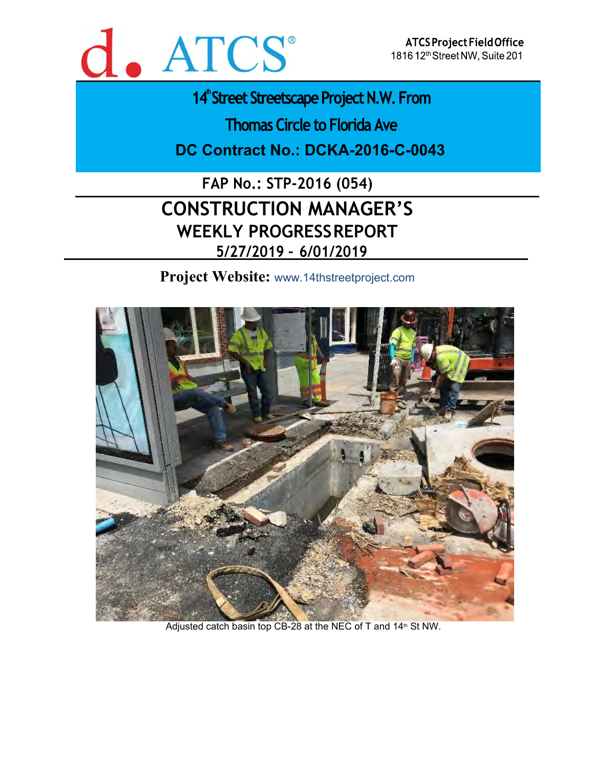ATCS Project Field Office
1816 12th Street NW, Suite 201

# 14th Street Streetscape Project N.W. From Thomas Circle to Florida Ave

## DC Contract No.: DCKA-2016-C-0043

## FAP No.: STP-2016 (054)

# CONSTRUCTION MANAGER'S WEEKLY PROGRESS REPORT

## 5/27/2019 – 6/01/2019

**Project Website:** www.14thstreetproject.com

Adjusted catch basin top CB-28 at the NEC of T and 14th St NW.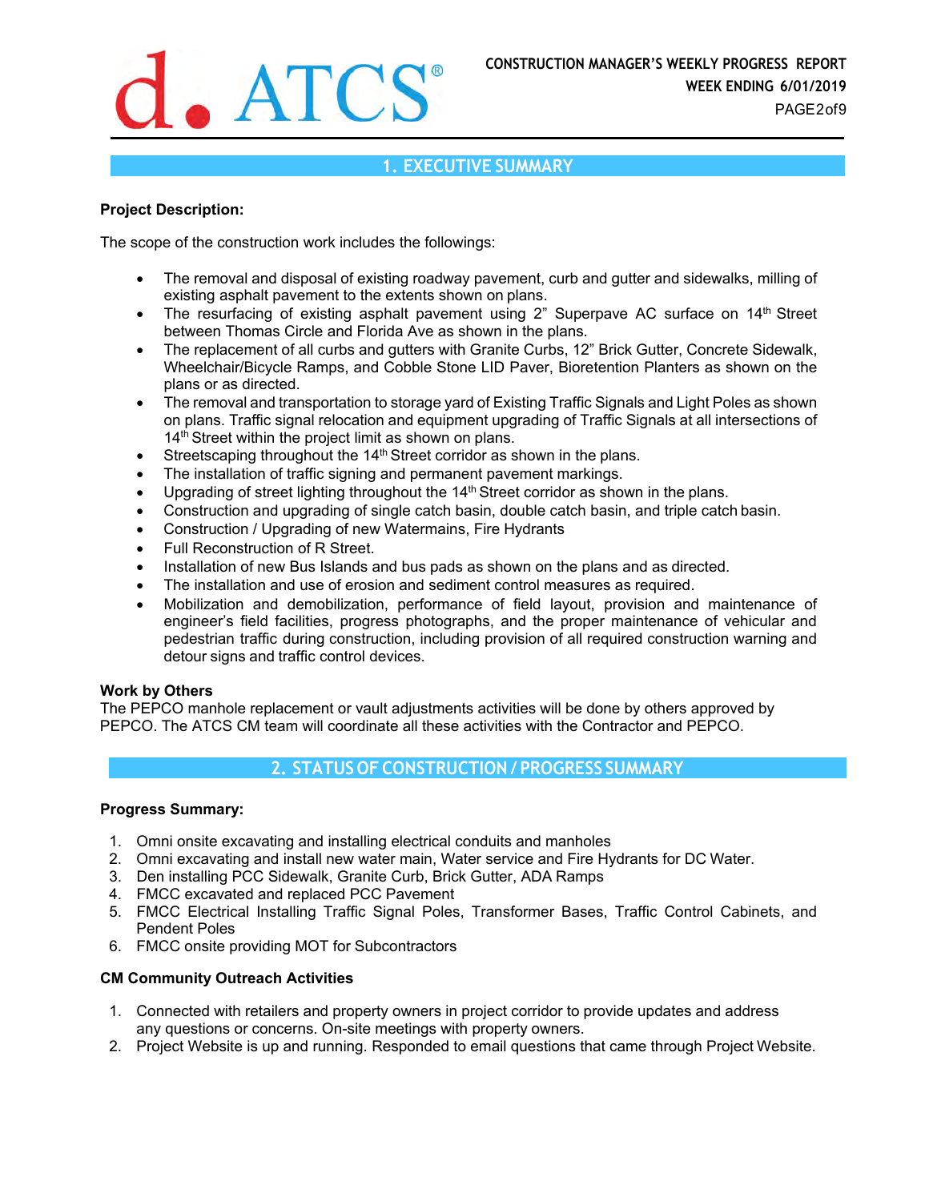## 1. EXECUTIVE SUMMARY

**Project Description:**

The scope of the construction work includes the followings:

- The removal and disposal of existing roadway pavement, curb and gutter and sidewalks, milling of existing asphalt pavement to the extents shown on plans.
- The resurfacing of existing asphalt pavement using 2" Superpave AC surface on 14th Street between Thomas Circle and Florida Ave as shown in the plans.
- The replacement of all curbs and gutters with Granite Curbs, 12" Brick Gutter, Concrete Sidewalk, Wheelchair/Bicycle Ramps, and Cobble Stone LID Paver, Bioretention Planters as shown on the plans or as directed.
- The removal and transportation to storage yard of Existing Traffic Signals and Light Poles as shown on plans. Traffic signal relocation and equipment upgrading of Traffic Signals at all intersections of 14th Street within the project limit as shown on plans.
- Streetscaping throughout the 14th Street corridor as shown in the plans.
- The installation of traffic signing and permanent pavement markings.
- Upgrading of street lighting throughout the 14th Street corridor as shown in the plans.
- Construction and upgrading of single catch basin, double catch basin, and triple catch basin.
- Construction / Upgrading of new Watermains, Fire Hydrants
- Full Reconstruction of R Street.
- Installation of new Bus Islands and bus pads as shown on the plans and as directed.
- The installation and use of erosion and sediment control measures as required.
- Mobilization and demobilization, performance of field layout, provision and maintenance of engineer's field facilities, progress photographs, and the proper maintenance of vehicular and pedestrian traffic during construction, including provision of all required construction warning and detour signs and traffic control devices.

**Work by Others**

The PEPCO manhole replacement or vault adjustments activities will be done by others approved by PEPCO. The ATCS CM team will coordinate all these activities with the Contractor and PEPCO.

## 2. STATUS OF CONSTRUCTION / PROGRESS SUMMARY

**Progress Summary:**

1. Omni onsite excavating and installing electrical conduits and manholes
2. Omni excavating and install new water main, Water service and Fire Hydrants for DC Water.
3. Den installing PCC Sidewalk, Granite Curb, Brick Gutter, ADA Ramps
4. FMCC excavated and replaced PCC Pavement
5. FMCC Electrical Installing Traffic Signal Poles, Transformer Bases, Traffic Control Cabinets, and Pendent Poles
6. FMCC onsite providing MOT for Subcontractors

**CM Community Outreach Activities**

1. Connected with retailers and property owners in project corridor to provide updates and address any questions or concerns. On-site meetings with property owners.
2. Project Website is up and running. Responded to email questions that came through Project Website.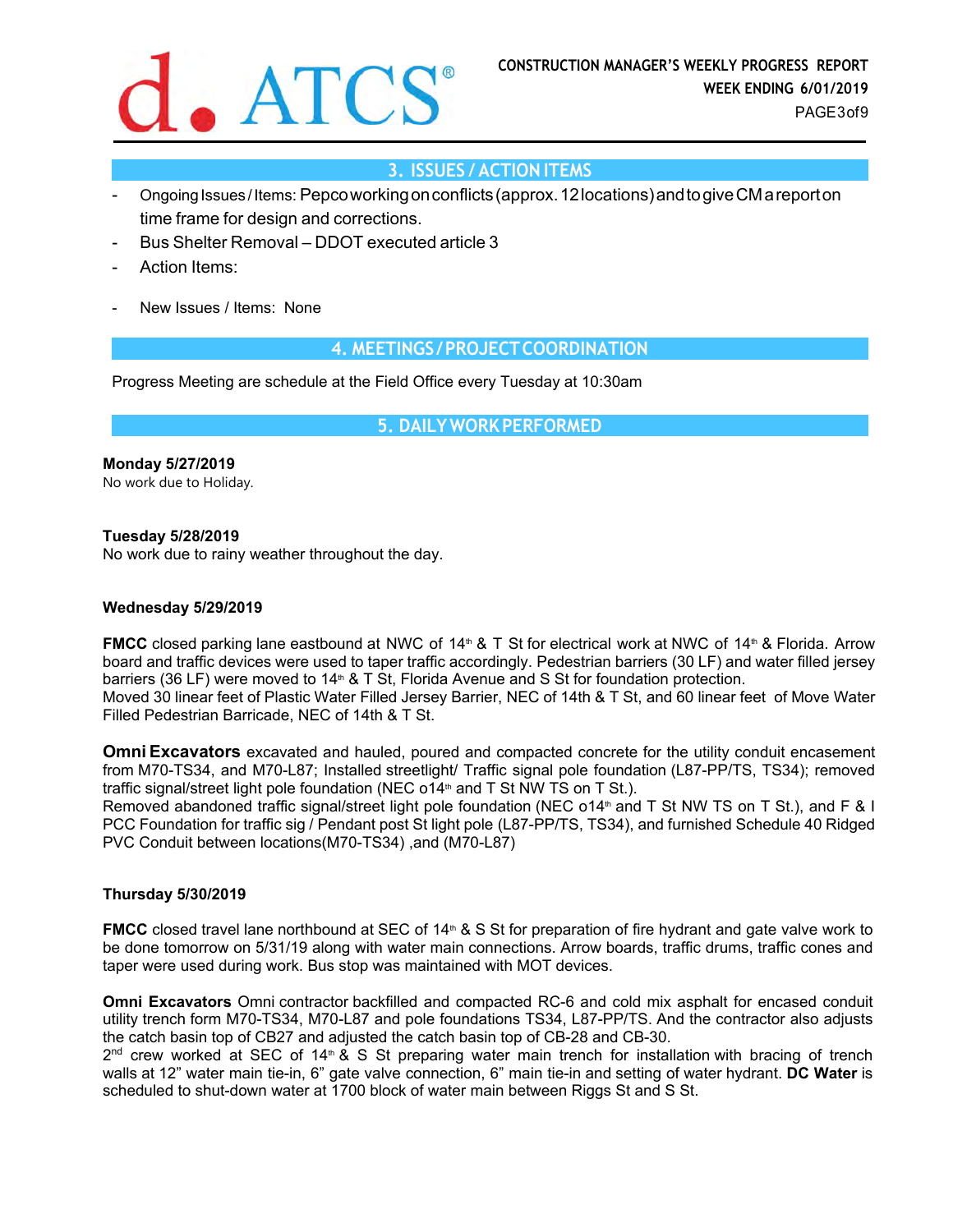## 3. ISSUES / ACTION ITEMS

- Ongoing Issues / Items: Pepco working on conflicts (approx. 12 locations) and to give CM a report on time frame for design and corrections.
- Bus Shelter Removal – DDOT executed article 3
- Action Items:
- New Issues / Items: None

## 4. MEETINGS / PROJECT COORDINATION

Progress Meeting are schedule at the Field Office every Tuesday at 10:30am

## 5. DAILY WORK PERFORMED

**Monday 5/27/2019**
No work due to Holiday.

**Tuesday 5/28/2019**
No work due to rainy weather throughout the day.

**Wednesday 5/29/2019**

**FMCC** closed parking lane eastbound at NWC of 14th & T St for electrical work at NWC of 14th & Florida. Arrow board and traffic devices were used to taper traffic accordingly. Pedestrian barriers (30 LF) and water filled jersey barriers (36 LF) were moved to 14th & T St, Florida Avenue and S St for foundation protection.
Moved 30 linear feet of Plastic Water Filled Jersey Barrier, NEC of 14th & T St, and 60 linear feet of Move Water Filled Pedestrian Barricade, NEC of 14th & T St.

**Omni Excavators** excavated and hauled, poured and compacted concrete for the utility conduit encasement from M70-TS34, and M70-L87; Installed streetlight/ Traffic signal pole foundation (L87-PP/TS, TS34); removed traffic signal/street light pole foundation (NEC o14th and T St NW TS on T St.).
Removed abandoned traffic signal/street light pole foundation (NEC o14th and T St NW TS on T St.), and F & I PCC Foundation for traffic sig / Pendant post St light pole (L87-PP/TS, TS34), and furnished Schedule 40 Ridged PVC Conduit between locations(M70-TS34) ,and (M70-L87)

**Thursday 5/30/2019**

**FMCC** closed travel lane northbound at SEC of 14th & S St for preparation of fire hydrant and gate valve work to be done tomorrow on 5/31/19 along with water main connections. Arrow boards, traffic drums, traffic cones and taper were used during work. Bus stop was maintained with MOT devices.

**Omni Excavators** Omni contractor backfilled and compacted RC-6 and cold mix asphalt for encased conduit utility trench form M70-TS34, M70-L87 and pole foundations TS34, L87-PP/TS. And the contractor also adjusts the catch basin top of CB27 and adjusted the catch basin top of CB-28 and CB-30.
2nd crew worked at SEC of 14th & S St preparing water main trench for installation with bracing of trench walls at 12" water main tie-in, 6" gate valve connection, 6" main tie-in and setting of water hydrant. **DC Water** is scheduled to shut-down water at 1700 block of water main between Riggs St and S St.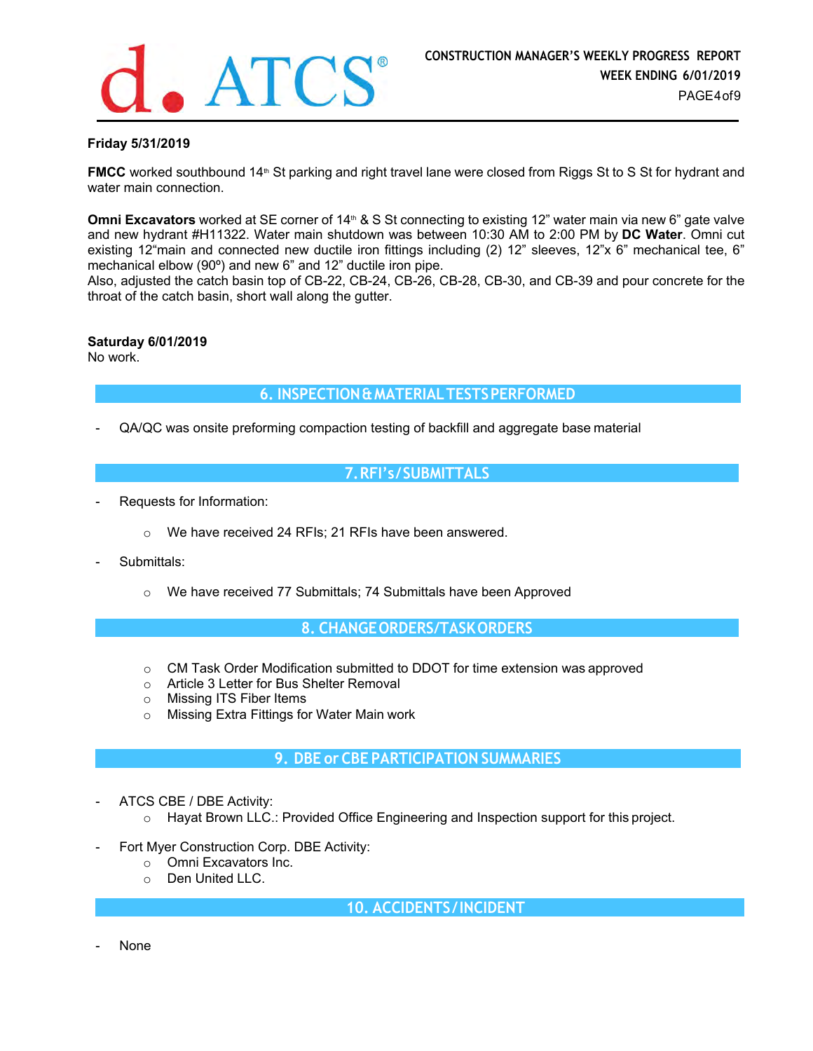**Friday 5/31/2019**

**FMCC** worked southbound 14th St parking and right travel lane were closed from Riggs St to S St for hydrant and water main connection.

**Omni Excavators** worked at SE corner of 14th & S St connecting to existing 12" water main via new 6" gate valve and new hydrant #H11322. Water main shutdown was between 10:30 AM to 2:00 PM by **DC Water**. Omni cut existing 12"main and connected new ductile iron fittings including (2) 12" sleeves, 12"x 6" mechanical tee, 6" mechanical elbow (90º) and new 6" and 12" ductile iron pipe.
Also, adjusted the catch basin top of CB-22, CB-24, CB-26, CB-28, CB-30, and CB-39 and pour concrete for the throat of the catch basin, short wall along the gutter.

**Saturday 6/01/2019**
No work.

## 6. INSPECTION & MATERIAL TESTS PERFORMED

- QA/QC was onsite preforming compaction testing of backfill and aggregate base material

## 7. RFI's / SUBMITTALS

- Requests for Information:
  - We have received 24 RFIs; 21 RFIs have been answered.
- Submittals:
  - We have received 77 Submittals; 74 Submittals have been Approved

## 8. CHANGE ORDERS/TASK ORDERS

- CM Task Order Modification submitted to DDOT for time extension was approved
- Article 3 Letter for Bus Shelter Removal
- Missing ITS Fiber Items
- Missing Extra Fittings for Water Main work

## 9. DBE or CBE PARTICIPATION SUMMARIES

- ATCS CBE / DBE Activity:
  - Hayat Brown LLC.: Provided Office Engineering and Inspection support for this project.
- Fort Myer Construction Corp. DBE Activity:
  - Omni Excavators Inc.
  - Den United LLC.

## 10. ACCIDENTS / INCIDENT

- None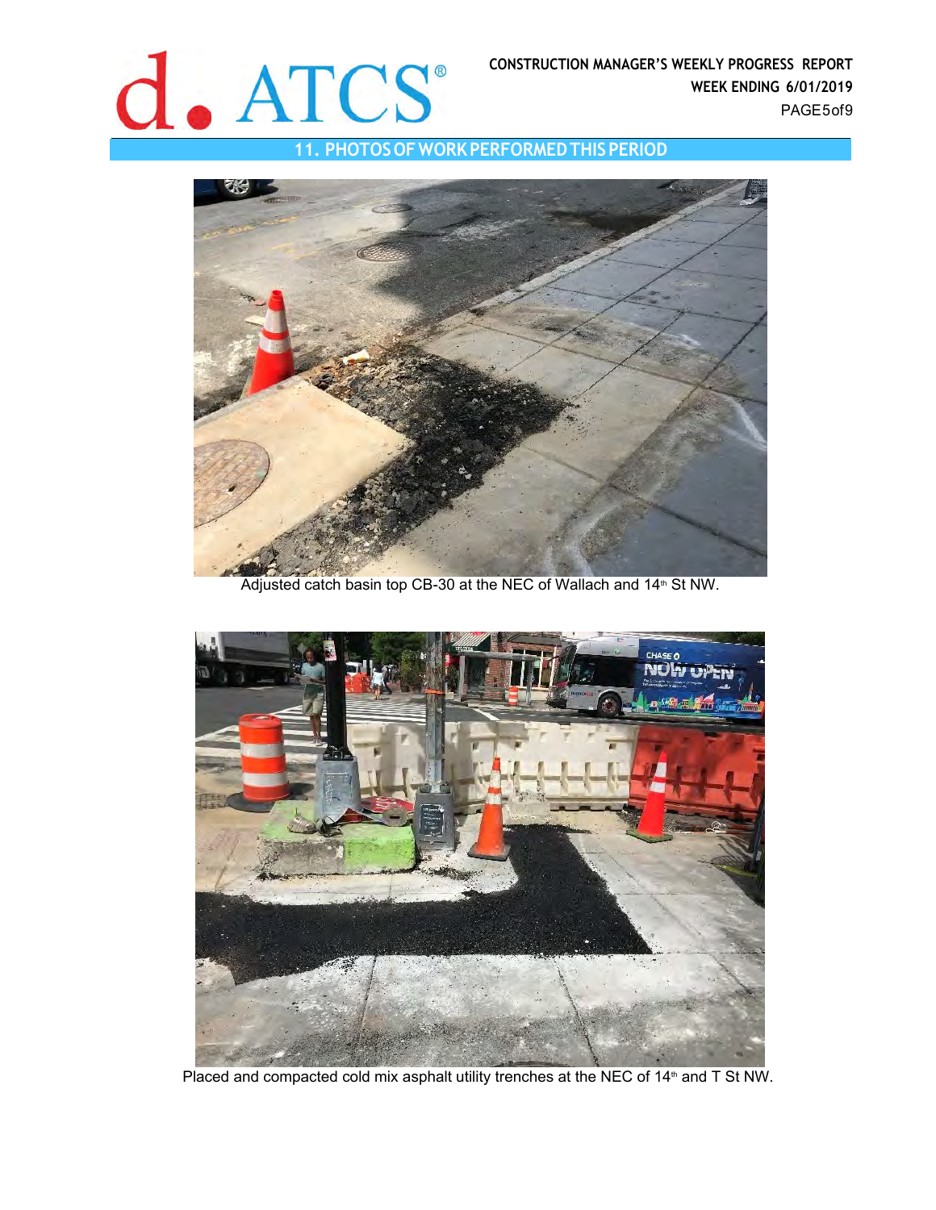## 11. PHOTOS OF WORK PERFORMED THIS PERIOD

Adjusted catch basin top CB-30 at the NEC of Wallach and 14th St NW.

Placed and compacted cold mix asphalt utility trenches at the NEC of 14th and T St NW.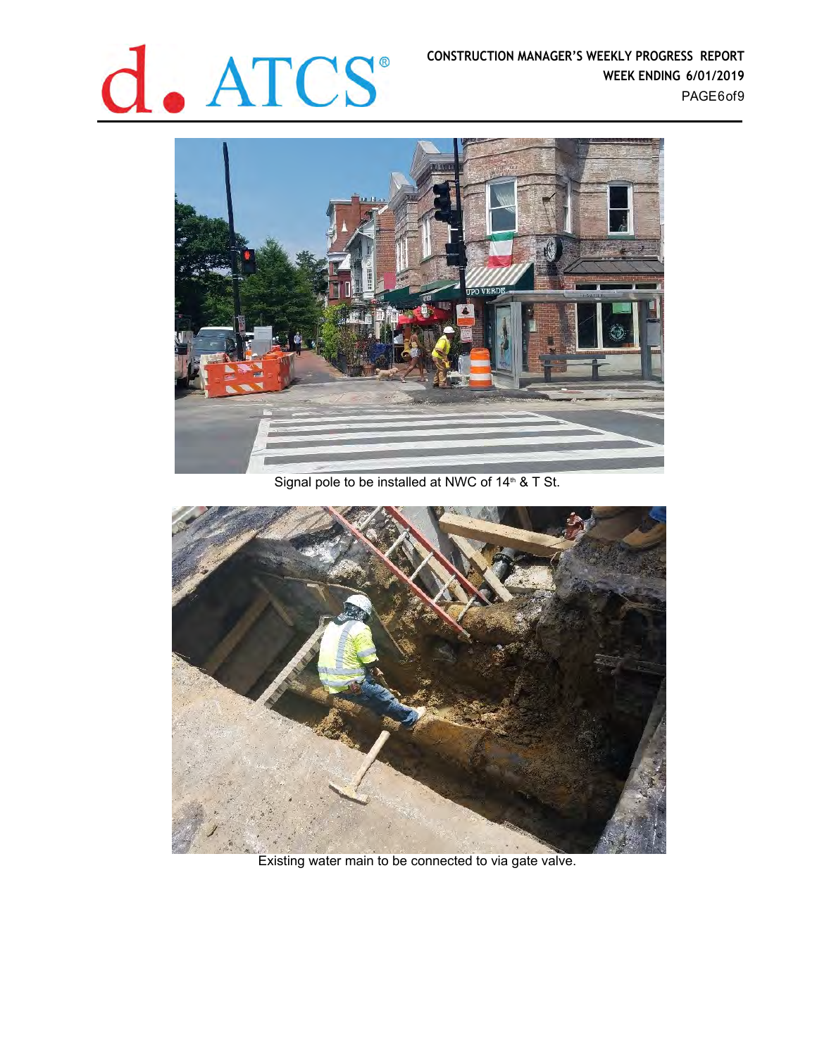Signal pole to be installed at NWC of 14th & T St.

Existing water main to be connected to via gate valve.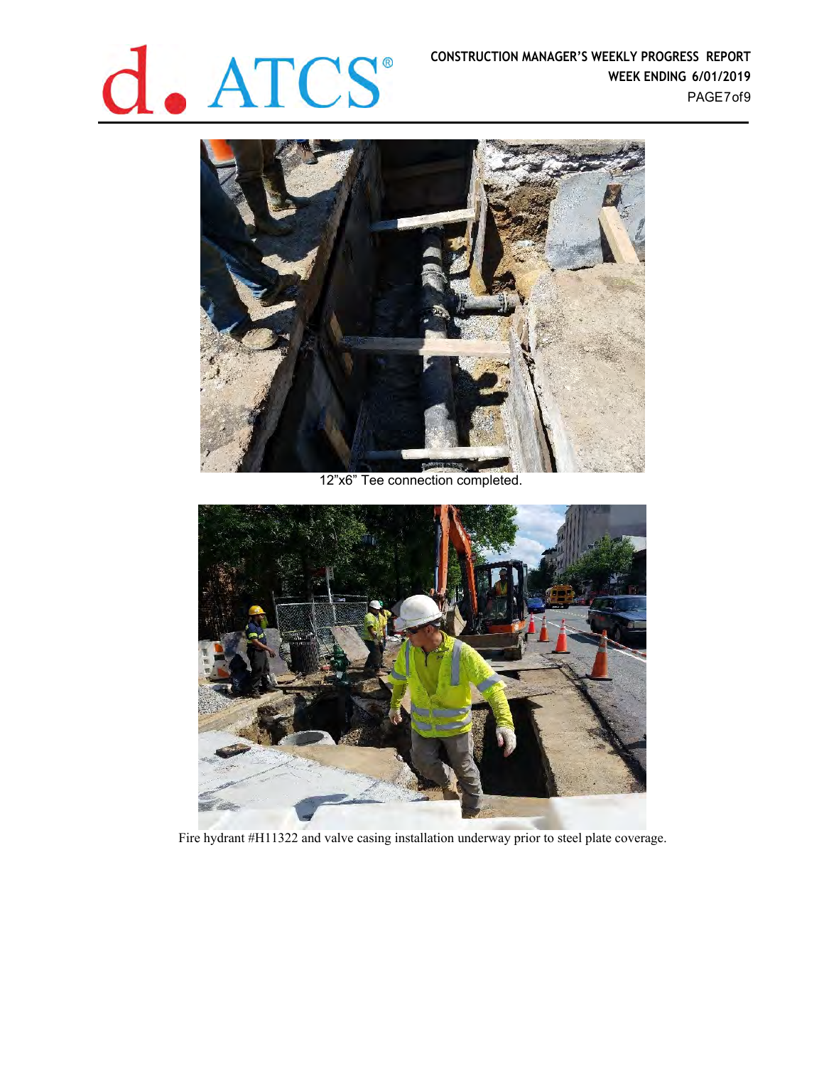12"x6" Tee connection completed.

Fire hydrant #H11322 and valve casing installation underway prior to steel plate coverage.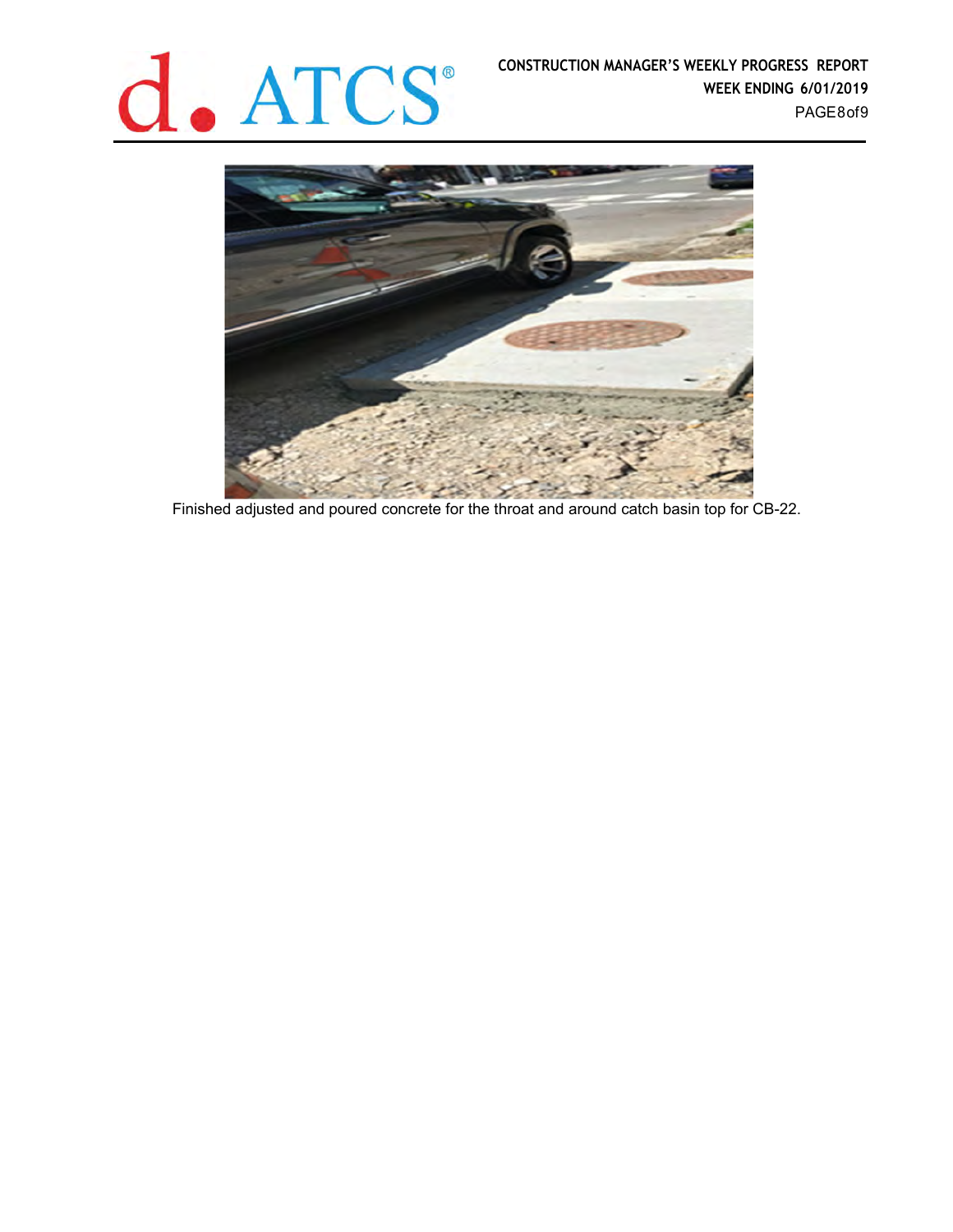Finished adjusted and poured concrete for the throat and around catch basin top for CB-22.